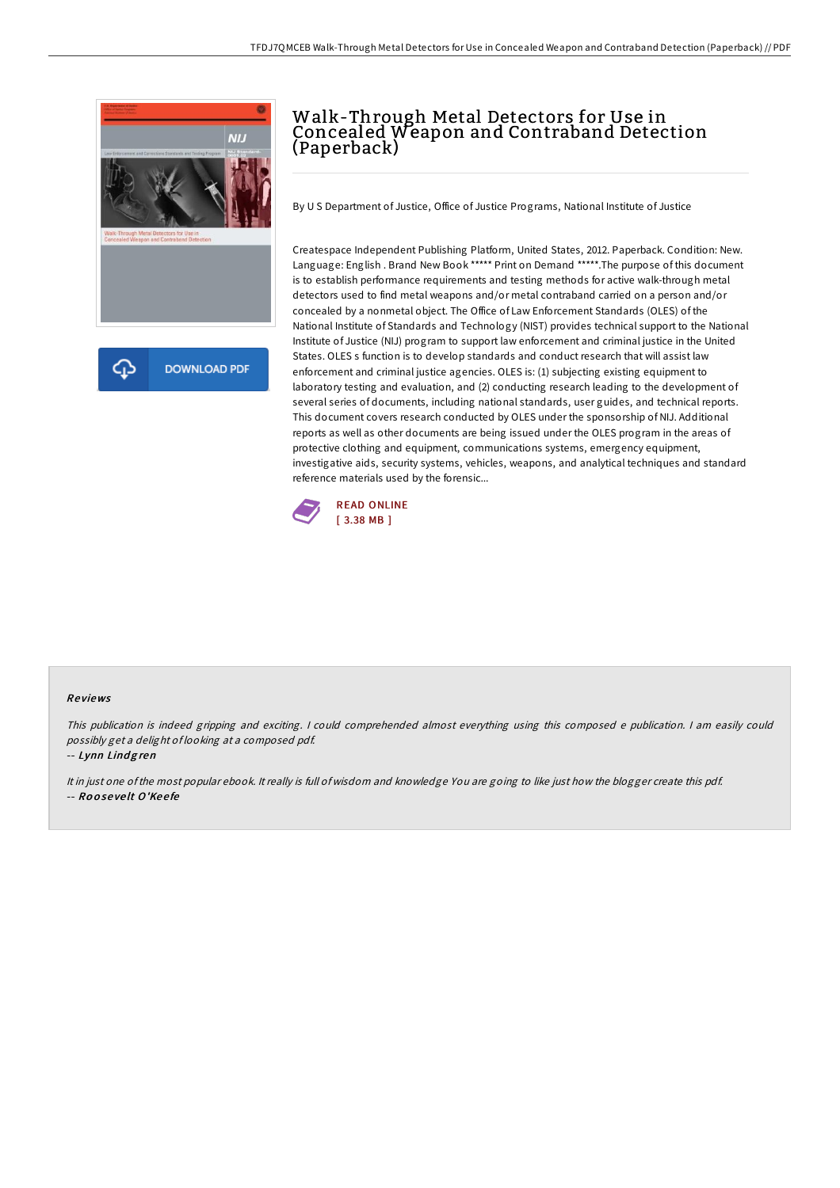# Walk-Through Metal Detectors for Use in Concealed Weapon and Contraband Detection (Paperback)

By U S Department of Justice, Office of Justice Programs, National Institute of Justice

Createspace Independent Publishing Platform, United States, 2012. Paperback. Condition: New. Language: English . Brand New Book ***** Print on Demand *****.The purpose of this document is to establish performance requirements and testing methods for active walk-through metal detectors used to find metal weapons and/or metal contraband carried on a person and/or concealed by a nonmetal object. The Office of Law Enforcement Standards (OLES) of the National Institute of Standards and Technology (NIST) provides technical support to the National Institute of Justice (NIJ) program to support law enforcement and criminal justice in the United States. OLES s function is to develop standards and conduct research that will assist law enforcement and criminal justice agencies. OLES is: (1) subjecting existing equipment to laboratory testing and evaluation, and (2) conducting research leading to the development of several series of documents, including national standards, user guides, and technical reports. This document covers research conducted by OLES under the sponsorship of NIJ. Additional reports as well as other documents are being issued under the OLES program in the areas of protective clothing and equipment, communications systems, emergency equipment, investigative aids, security systems, vehicles, weapons, and analytical techniques and standard reference materials used by the forensic...

DOWNLOAD PDF

READ ONLINE
[ 3.38 MB ]

## Reviews

*This publication is indeed gripping and exciting. I could comprehended almost everything using this composed e publication. I am easily could possibly get a delight of looking at a composed pdf.*

-- ***Lynn Lindgren***

*It in just one of the most popular ebook. It really is full of wisdom and knowledge You are going to like just how the blogger create this pdf.*

-- ***Roosevelt O'Keefe***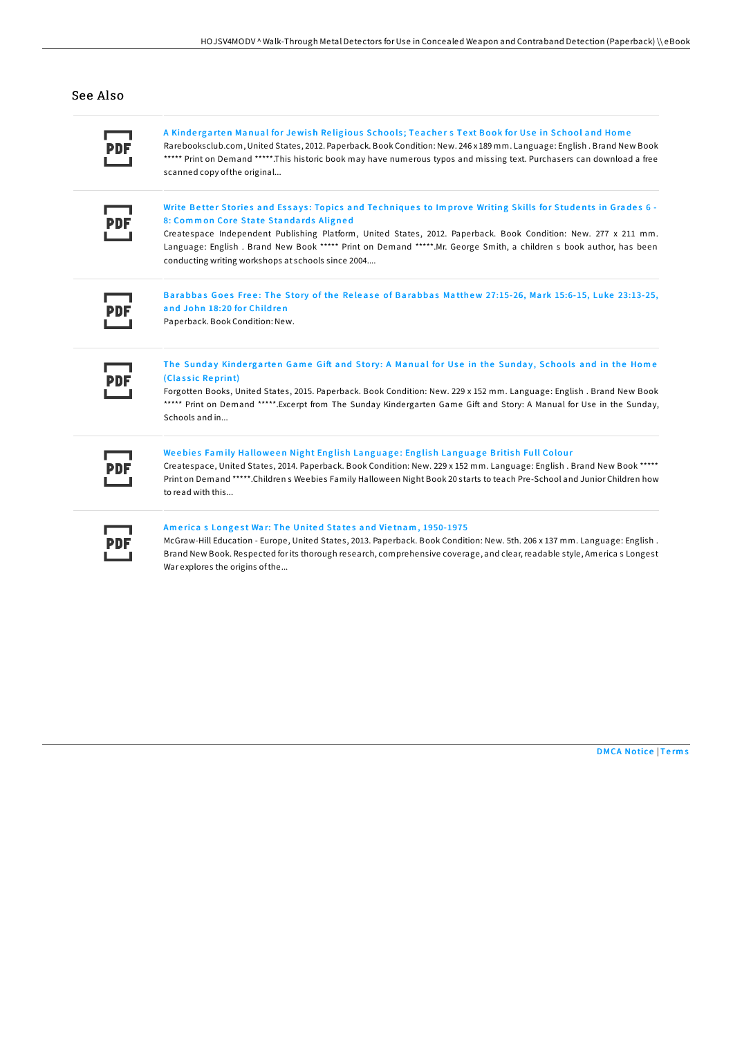## See Also

**A Kindergarten Manual for Jewish Religious Schools; Teacher s Text Book for Use in School and Home**

Rarebooksclub.com, United States, 2012. Paperback. Book Condition: New. 246 x 189 mm. Language: English . Brand New Book ***** Print on Demand *****.This historic book may have numerous typos and missing text. Purchasers can download a free scanned copy of the original...

**Write Better Stories and Essays: Topics and Techniques to Improve Writing Skills for Students in Grades 6 - 8: Common Core State Standards Aligned**

Createspace Independent Publishing Platform, United States, 2012. Paperback. Book Condition: New. 277 x 211 mm. Language: English . Brand New Book ***** Print on Demand *****.Mr. George Smith, a children s book author, has been conducting writing workshops at schools since 2004....

**Barabbas Goes Free: The Story of the Release of Barabbas Matthew 27:15-26, Mark 15:6-15, Luke 23:13-25, and John 18:20 for Children**

Paperback. Book Condition: New.

**The Sunday Kindergarten Game Gift and Story: A Manual for Use in the Sunday, Schools and in the Home (Classic Reprint)**

Forgotten Books, United States, 2015. Paperback. Book Condition: New. 229 x 152 mm. Language: English . Brand New Book ***** Print on Demand *****.Excerpt from The Sunday Kindergarten Game Gift and Story: A Manual for Use in the Sunday, Schools and in...

**Weebies Family Halloween Night English Language: English Language British Full Colour**

Createspace, United States, 2014. Paperback. Book Condition: New. 229 x 152 mm. Language: English . Brand New Book ***** Print on Demand *****.Children s Weebies Family Halloween Night Book 20 starts to teach Pre-School and Junior Children how to read with this...

**America s Longest War: The United States and Vietnam, 1950-1975**

McGraw-Hill Education - Europe, United States, 2013. Paperback. Book Condition: New. 5th. 206 x 137 mm. Language: English . Brand New Book. Respected for its thorough research, comprehensive coverage, and clear, readable style, America s Longest War explores the origins of the...